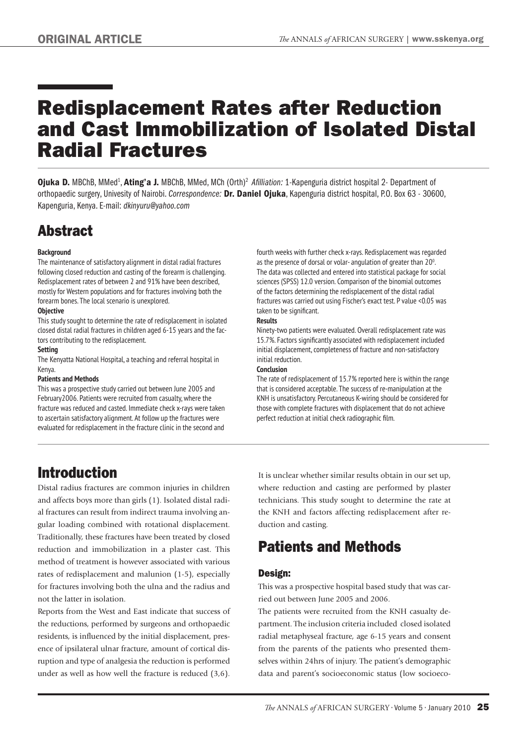# Redisplacement Rates after Reduction and Cast Immobilization of Isolated Distal Radial Fractures

**Ojuka D.** MBChB, MMed[1], **Ating'a J.** MBChB, MMed, MCh (Orth)[2] *Afilliation:* 1-Kapenguria district hospital 2- Department of orthopaedic surgery, Univesity of Nairobi. *Correspondence:* **Dr. Daniel Ojuka**, Kapenguria district hospital, P.O. Box 63 - 30600, Kapenguria, Kenya. E-mail: *dkinyuru@yahoo.com*

## Abstract

**Background**

The maintenance of satisfactory alignment in distal radial fractures following closed reduction and casting of the forearm is challenging. Redisplacement rates of between 2 and 91% have been described, mostly for Western populations and for fractures involving both the forearm bones. The local scenario is unexplored.

**Objective**

This study sought to determine the rate of redisplacement in isolated closed distal radial fractures in children aged 6-15 years and the factors contributing to the redisplacement.

**Setting**

The Kenyatta National Hospital, a teaching and referral hospital in Kenya.

**Patients and Methods**

This was a prospective study carried out between June 2005 and February2006. Patients were recruited from casualty, where the fracture was reduced and casted. Immediate check x-rays were taken to ascertain satisfactory alignment. At follow up the fractures were evaluated for redisplacement in the fracture clinic in the second and fourth weeks with further check x-rays. Redisplacement was regarded as the presence of dorsal or volar- angulation of greater than $20^0$. The data was collected and entered into statistical package for social sciences (SPSS) 12.0 version. Comparison of the binomial outcomes of the factors determining the redisplacement of the distal radial fractures was carried out using Fischer's exact test. P value <0.05 was taken to be significant.

**Results**

Ninety-two patients were evaluated. Overall redisplacement rate was 15.7%. Factors significantly associated with redisplacement included initial displacement, completeness of fracture and non-satisfactory initial reduction.

**Conclusion**

The rate of redisplacement of 15.7% reported here is within the range that is considered acceptable. The success of re-manipulation at the KNH is unsatisfactory. Percutaneous K-wiring should be considered for those with complete fractures with displacement that do not achieve perfect reduction at initial check radiographic film.

## Introduction

Distal radius fractures are common injuries in children and affects boys more than girls (1). Isolated distal radial fractures can result from indirect trauma involving angular loading combined with rotational displacement. Traditionally, these fractures have been treated by closed reduction and immobilization in a plaster cast. This method of treatment is however associated with various rates of redisplacement and malunion (1-5), especially for fractures involving both the ulna and the radius and not the latter in isolation.

Reports from the West and East indicate that success of the reductions, performed by surgeons and orthopaedic residents, is influenced by the initial displacement, presence of ipsilateral ulnar fracture, amount of cortical disruption and type of analgesia the reduction is performed under as well as how well the fracture is reduced (3,6).

It is unclear whether similar results obtain in our set up, where reduction and casting are performed by plaster technicians. This study sought to determine the rate at the KNH and factors affecting redisplacement after reduction and casting.

## Patients and Methods

### Design:

This was a prospective hospital based study that was carried out between June 2005 and 2006.

The patients were recruited from the KNH casualty department. The inclusion criteria included closed isolated radial metaphyseal fracture, age 6-15 years and consent from the parents of the patients who presented themselves within 24hrs of injury. The patient's demographic data and parent's socioeconomic status (low socioeco-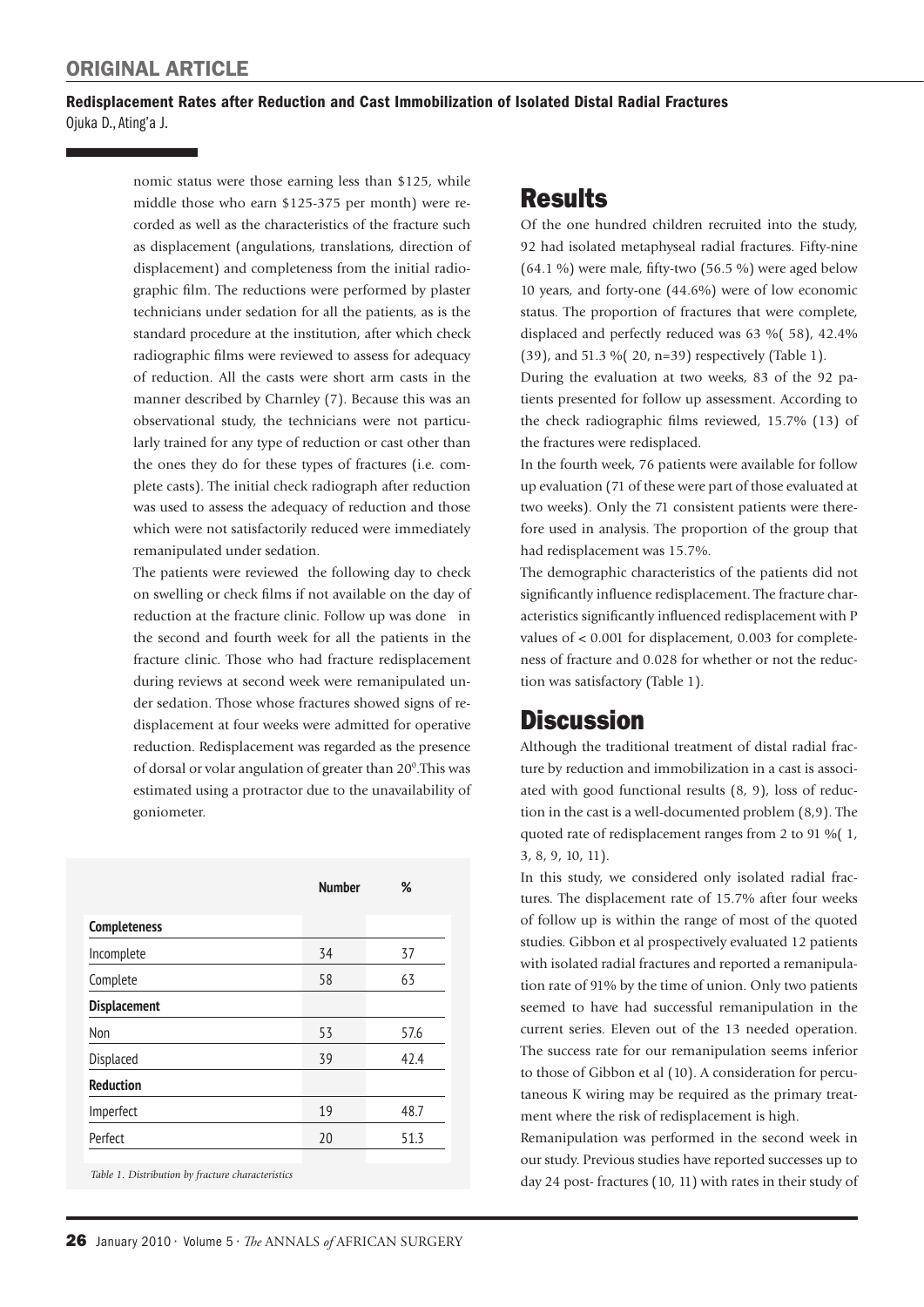nomic status were those earning less than $125, while middle those who earn $125-375 per month) were recorded as well as the characteristics of the fracture such as displacement (angulations, translations, direction of displacement) and completeness from the initial radiographic film. The reductions were performed by plaster technicians under sedation for all the patients, as is the standard procedure at the institution, after which check radiographic films were reviewed to assess for adequacy of reduction. All the casts were short arm casts in the manner described by Charnley (7). Because this was an observational study, the technicians were not particularly trained for any type of reduction or cast other than the ones they do for these types of fractures (i.e. complete casts). The initial check radiograph after reduction was used to assess the adequacy of reduction and those which were not satisfactorily reduced were immediately remanipulated under sedation.

The patients were reviewed the following day to check on swelling or check films if not available on the day of reduction at the fracture clinic. Follow up was done in the second and fourth week for all the patients in the fracture clinic. Those who had fracture redisplacement during reviews at second week were remanipulated under sedation. Those whose fractures showed signs of redisplacement at four weeks were admitted for operative reduction. Redisplacement was regarded as the presence of dorsal or volar angulation of greater than $20^0$.This was estimated using a protractor due to the unavailability of goniometer.

| | Number | % |
|---|---|---|
| **Completeness** | | |
| Incomplete | 34 | 37 |
| Complete | 58 | 63 |
| **Displacement** | | |
| Non | 53 | 57.6 |
| Displaced | 39 | 42.4 |
| **Reduction** | | |
| Imperfect | 19 | 48.7 |
| Perfect | 20 | 51.3 |

*Table 1. Distribution by fracture characteristics*

## Results

Of the one hundred children recruited into the study, 92 had isolated metaphyseal radial fractures. Fifty-nine (64.1 %) were male, fifty-two (56.5 %) were aged below 10 years, and forty-one (44.6%) were of low economic status. The proportion of fractures that were complete, displaced and perfectly reduced was 63 %( 58), 42.4% (39), and 51.3 %( 20, n=39) respectively (Table 1).

During the evaluation at two weeks, 83 of the 92 patients presented for follow up assessment. According to the check radiographic films reviewed, 15.7% (13) of the fractures were redisplaced.

In the fourth week, 76 patients were available for follow up evaluation (71 of these were part of those evaluated at two weeks). Only the 71 consistent patients were therefore used in analysis. The proportion of the group that had redisplacement was 15.7%.

The demographic characteristics of the patients did not significantly influence redisplacement. The fracture characteristics significantly influenced redisplacement with P values of < 0.001 for displacement, 0.003 for completeness of fracture and 0.028 for whether or not the reduction was satisfactory (Table 1).

## Discussion

Although the traditional treatment of distal radial fracture by reduction and immobilization in a cast is associated with good functional results (8, 9), loss of reduction in the cast is a well-documented problem (8,9). The quoted rate of redisplacement ranges from 2 to 91 %( 1, 3, 8, 9, 10, 11).

In this study, we considered only isolated radial fractures. The displacement rate of 15.7% after four weeks of follow up is within the range of most of the quoted studies. Gibbon et al prospectively evaluated 12 patients with isolated radial fractures and reported a remanipulation rate of 91% by the time of union. Only two patients seemed to have had successful remanipulation in the current series. Eleven out of the 13 needed operation. The success rate for our remanipulation seems inferior to those of Gibbon et al (10). A consideration for percutaneous K wiring may be required as the primary treatment where the risk of redisplacement is high.

Remanipulation was performed in the second week in our study. Previous studies have reported successes up to day 24 post- fractures (10, 11) with rates in their study of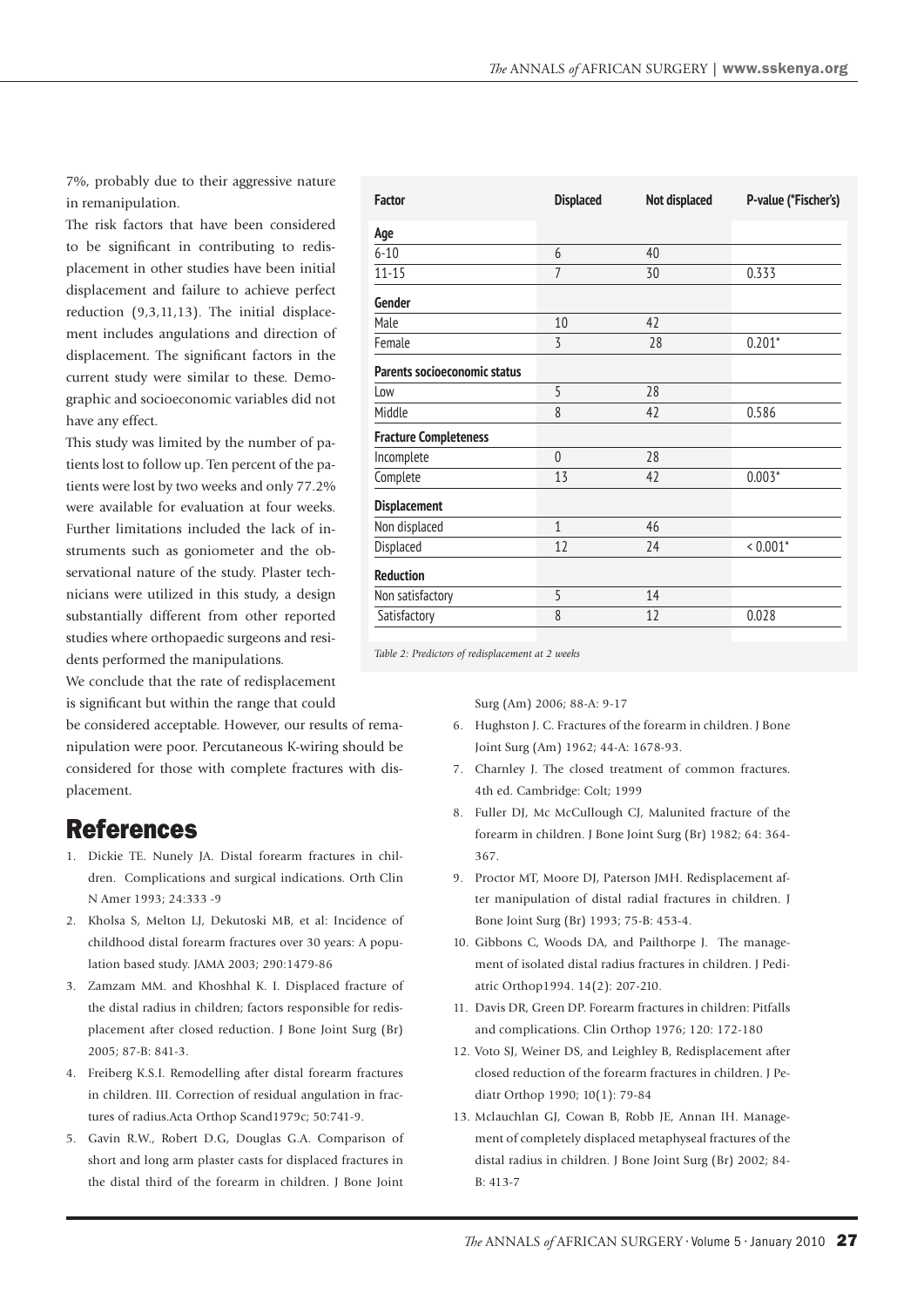7%, probably due to their aggressive nature in remanipulation.

The risk factors that have been considered to be significant in contributing to redisplacement in other studies have been initial displacement and failure to achieve perfect reduction (9,3,11,13). The initial displacement includes angulations and direction of displacement. The significant factors in the current study were similar to these. Demographic and socioeconomic variables did not have any effect.

This study was limited by the number of patients lost to follow up. Ten percent of the patients were lost by two weeks and only 77.2% were available for evaluation at four weeks. Further limitations included the lack of instruments such as goniometer and the observational nature of the study. Plaster technicians were utilized in this study, a design substantially different from other reported studies where orthopaedic surgeons and residents performed the manipulations.

We conclude that the rate of redisplacement is significant but within the range that could be considered acceptable. However, our results of remanipulation were poor. Percutaneous K-wiring should be considered for those with complete fractures with displacement.

| Factor | Displaced | Not displaced | P-value (*Fischer's) |
|---|---|---|---|
| **Age** | | | |
| 6-10 | 6 | 40 | |
| 11-15 | 7 | 30 | 0.333 |
| **Gender** | | | |
| Male | 10 | 42 | |
| Female | 3 | 28 | 0.201* |
| **Parents socioeconomic status** | | | |
| Low | 5 | 28 | |
| Middle | 8 | 42 | 0.586 |
| **Fracture Completeness** | | | |
| Incomplete | 0 | 28 | |
| Complete | 13 | 42 | 0.003* |
| **Displacement** | | | |
| Non displaced | 1 | 46 | |
| Displaced | 12 | 24 | < 0.001* |
| **Reduction** | | | |
| Non satisfactory | 5 | 14 | |
| Satisfactory | 8 | 12 | 0.028 |

*Table 2: Predictors of redisplacement at 2 weeks*

# References

1. Dickie TE. Nunely JA. Distal forearm fractures in children. Complications and surgical indications. Orth Clin N Amer 1993; 24:333 -9
2. Kholsa S, Melton LJ, Dekutoski MB, et al: Incidence of childhood distal forearm fractures over 30 years: A population based study. JAMA 2003; 290:1479-86
3. Zamzam MM. and Khoshhal K. I. Displaced fracture of the distal radius in children; factors responsible for redisplacement after closed reduction. J Bone Joint Surg (Br) 2005; 87-B: 841-3.
4. Freiberg K.S.I. Remodelling after distal forearm fractures in children. III. Correction of residual angulation in fractures of radius.Acta Orthop Scand1979c; 50:741-9.
5. Gavin R.W., Robert D.G, Douglas G.A. Comparison of short and long arm plaster casts for displaced fractures in the distal third of the forearm in children. J Bone Joint Surg (Am) 2006; 88-A: 9-17
6. Hughston J. C. Fractures of the forearm in children. J Bone Joint Surg (Am) 1962; 44-A: 1678-93.
7. Charnley J. The closed treatment of common fractures. 4th ed. Cambridge: Colt; 1999
8. Fuller DJ, Mc McCullough CJ, Malunited fracture of the forearm in children. J Bone Joint Surg (Br) 1982; 64: 364-367.
9. Proctor MT, Moore DJ, Paterson JMH. Redisplacement after manipulation of distal radial fractures in children. J Bone Joint Surg (Br) 1993; 75-B: 453-4.
10. Gibbons C, Woods DA, and Pailthorpe J. The management of isolated distal radius fractures in children. J Pediatric Orthop1994. 14(2): 207-210.
11. Davis DR, Green DP. Forearm fractures in children: Pitfalls and complications. Clin Orthop 1976; 120: 172-180
12. Voto SJ, Weiner DS, and Leighley B, Redisplacement after closed reduction of the forearm fractures in children. J Pediatr Orthop 1990; 10(1): 79-84
13. Mclauchlan GJ, Cowan B, Robb JE, Annan IH. Management of completely displaced metaphyseal fractures of the distal radius in children. J Bone Joint Surg (Br) 2002; 84-B: 413-7